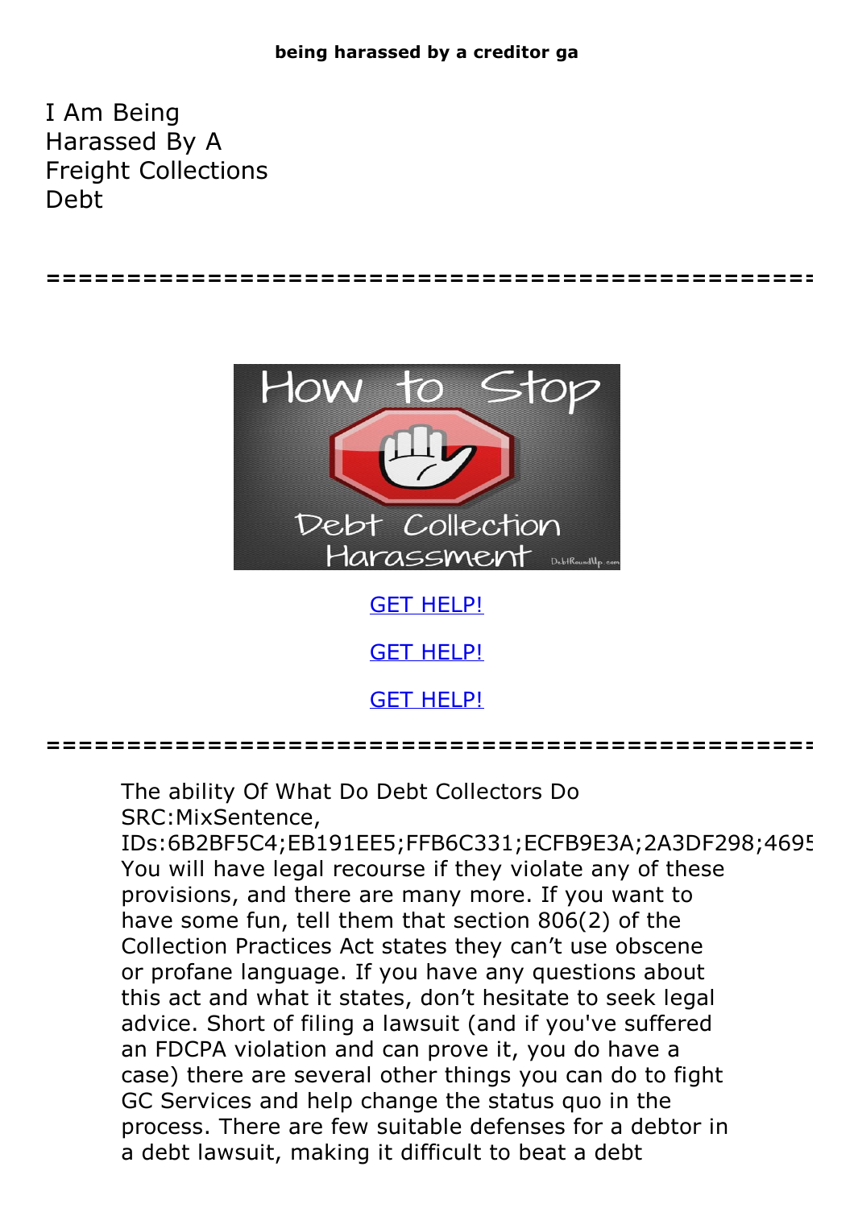**being harassed by a creditor ga**

# I Am Being Harassed By A Freight Collections Debt

================================================

GET HELP!

GET HELP!

GET HELP!

================================================

The ability Of What Do Debt Collectors Do SRC:MixSentence, IDs:6B2BF5C4;EB191EE5;FFB6C331;ECFB9E3A;2A3DF298;4695 You will have legal recourse if they violate any of these provisions, and there are many more. If you want to have some fun, tell them that section 806(2) of the Collection Practices Act states they can't use obscene or profane language. If you have any questions about this act and what it states, don't hesitate to seek legal advice. Short of filing a lawsuit (and if you've suffered an FDCPA violation and can prove it, you do have a case) there are several other things you can do to fight GC Services and help change the status quo in the process. There are few suitable defenses for a debtor in a debt lawsuit, making it difficult to beat a debt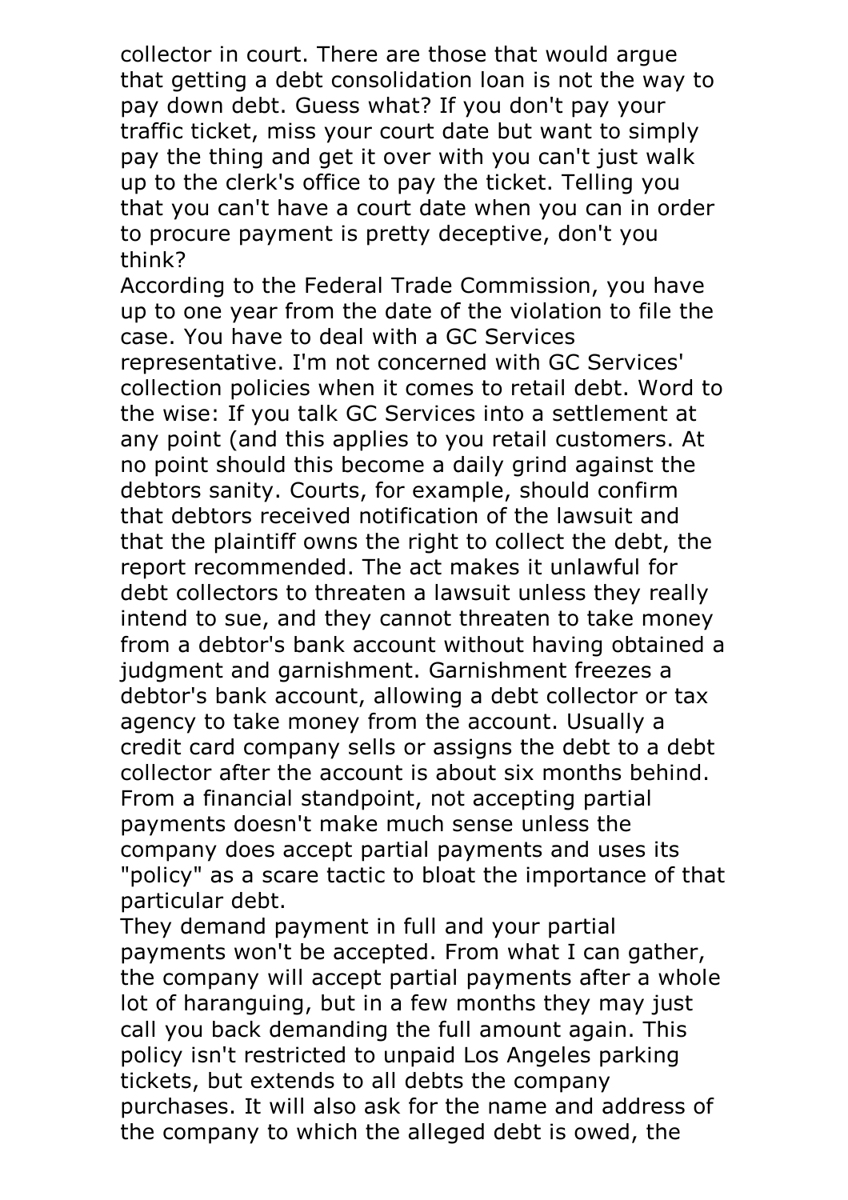collector in court. There are those that would argue that getting a debt consolidation loan is not the way to pay down debt. Guess what? If you don't pay your traffic ticket, miss your court date but want to simply pay the thing and get it over with you can't just walk up to the clerk's office to pay the ticket. Telling you that you can't have a court date when you can in order to procure payment is pretty deceptive, don't you think?

According to the Federal Trade Commission, you have up to one year from the date of the violation to file the case. You have to deal with a GC Services representative. I'm not concerned with GC Services' collection policies when it comes to retail debt. Word to the wise: If you talk GC Services into a settlement at any point (and this applies to you retail customers. At no point should this become a daily grind against the debtors sanity. Courts, for example, should confirm that debtors received notification of the lawsuit and that the plaintiff owns the right to collect the debt, the report recommended. The act makes it unlawful for debt collectors to threaten a lawsuit unless they really intend to sue, and they cannot threaten to take money from a debtor's bank account without having obtained a judgment and garnishment. Garnishment freezes a debtor's bank account, allowing a debt collector or tax agency to take money from the account. Usually a credit card company sells or assigns the debt to a debt collector after the account is about six months behind. From a financial standpoint, not accepting partial payments doesn't make much sense unless the company does accept partial payments and uses its "policy" as a scare tactic to bloat the importance of that particular debt.

They demand payment in full and your partial payments won't be accepted. From what I can gather, the company will accept partial payments after a whole lot of haranguing, but in a few months they may just call you back demanding the full amount again. This policy isn't restricted to unpaid Los Angeles parking tickets, but extends to all debts the company purchases. It will also ask for the name and address of the company to which the alleged debt is owed, the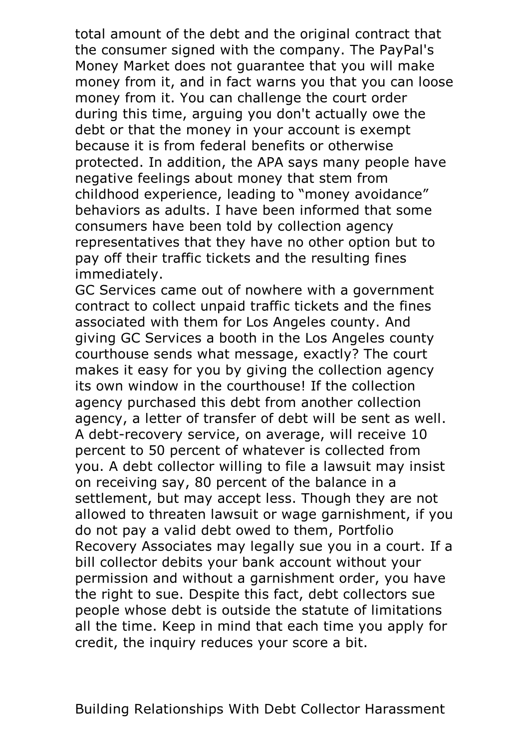total amount of the debt and the original contract that the consumer signed with the company. The PayPal's Money Market does not guarantee that you will make money from it, and in fact warns you that you can loose money from it. You can challenge the court order during this time, arguing you don't actually owe the debt or that the money in your account is exempt because it is from federal benefits or otherwise protected. In addition, the APA says many people have negative feelings about money that stem from childhood experience, leading to "money avoidance" behaviors as adults. I have been informed that some consumers have been told by collection agency representatives that they have no other option but to pay off their traffic tickets and the resulting fines immediately.

GC Services came out of nowhere with a government contract to collect unpaid traffic tickets and the fines associated with them for Los Angeles county. And giving GC Services a booth in the Los Angeles county courthouse sends what message, exactly? The court makes it easy for you by giving the collection agency its own window in the courthouse! If the collection agency purchased this debt from another collection agency, a letter of transfer of debt will be sent as well. A debt-recovery service, on average, will receive 10 percent to 50 percent of whatever is collected from you. A debt collector willing to file a lawsuit may insist on receiving say, 80 percent of the balance in a settlement, but may accept less. Though they are not allowed to threaten lawsuit or wage garnishment, if you do not pay a valid debt owed to them, Portfolio Recovery Associates may legally sue you in a court. If a bill collector debits your bank account without your permission and without a garnishment order, you have the right to sue. Despite this fact, debt collectors sue people whose debt is outside the statute of limitations all the time. Keep in mind that each time you apply for credit, the inquiry reduces your score a bit.

## Building Relationships With Debt Collector Harassment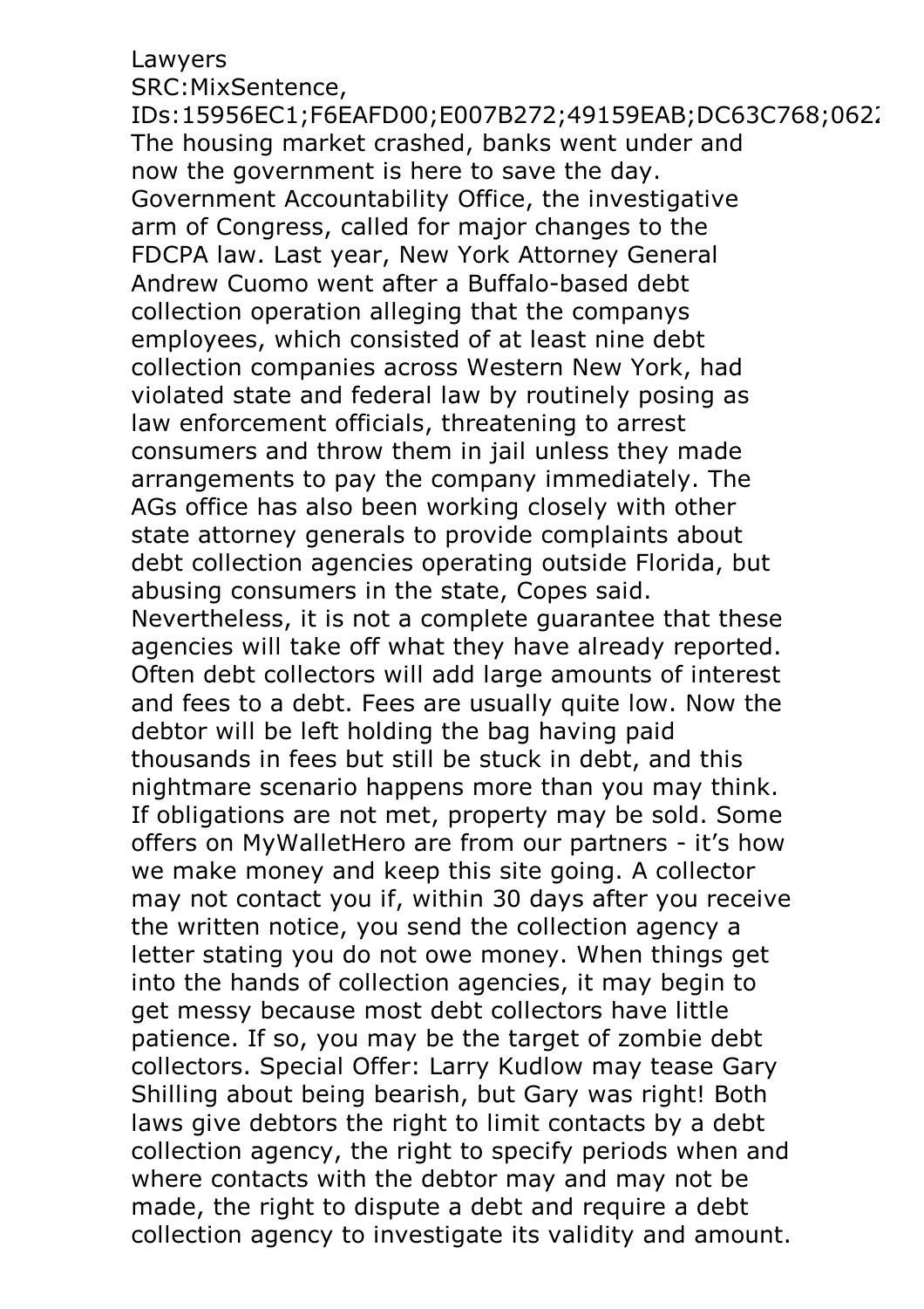Lawyers
SRC:MixSentence,
IDs:15956EC1;F6EAFD00;E007B272;49159EAB;DC63C768;0622
The housing market crashed, banks went under and now the government is here to save the day. Government Accountability Office, the investigative arm of Congress, called for major changes to the FDCPA law. Last year, New York Attorney General Andrew Cuomo went after a Buffalo-based debt collection operation alleging that the companys employees, which consisted of at least nine debt collection companies across Western New York, had violated state and federal law by routinely posing as law enforcement officials, threatening to arrest consumers and throw them in jail unless they made arrangements to pay the company immediately. The AGs office has also been working closely with other state attorney generals to provide complaints about debt collection agencies operating outside Florida, but abusing consumers in the state, Copes said. Nevertheless, it is not a complete guarantee that these agencies will take off what they have already reported. Often debt collectors will add large amounts of interest and fees to a debt. Fees are usually quite low. Now the debtor will be left holding the bag having paid thousands in fees but still be stuck in debt, and this nightmare scenario happens more than you may think. If obligations are not met, property may be sold. Some offers on MyWalletHero are from our partners - it's how we make money and keep this site going. A collector may not contact you if, within 30 days after you receive the written notice, you send the collection agency a letter stating you do not owe money. When things get into the hands of collection agencies, it may begin to get messy because most debt collectors have little patience. If so, you may be the target of zombie debt collectors. Special Offer: Larry Kudlow may tease Gary Shilling about being bearish, but Gary was right! Both laws give debtors the right to limit contacts by a debt collection agency, the right to specify periods when and where contacts with the debtor may and may not be made, the right to dispute a debt and require a debt collection agency to investigate its validity and amount.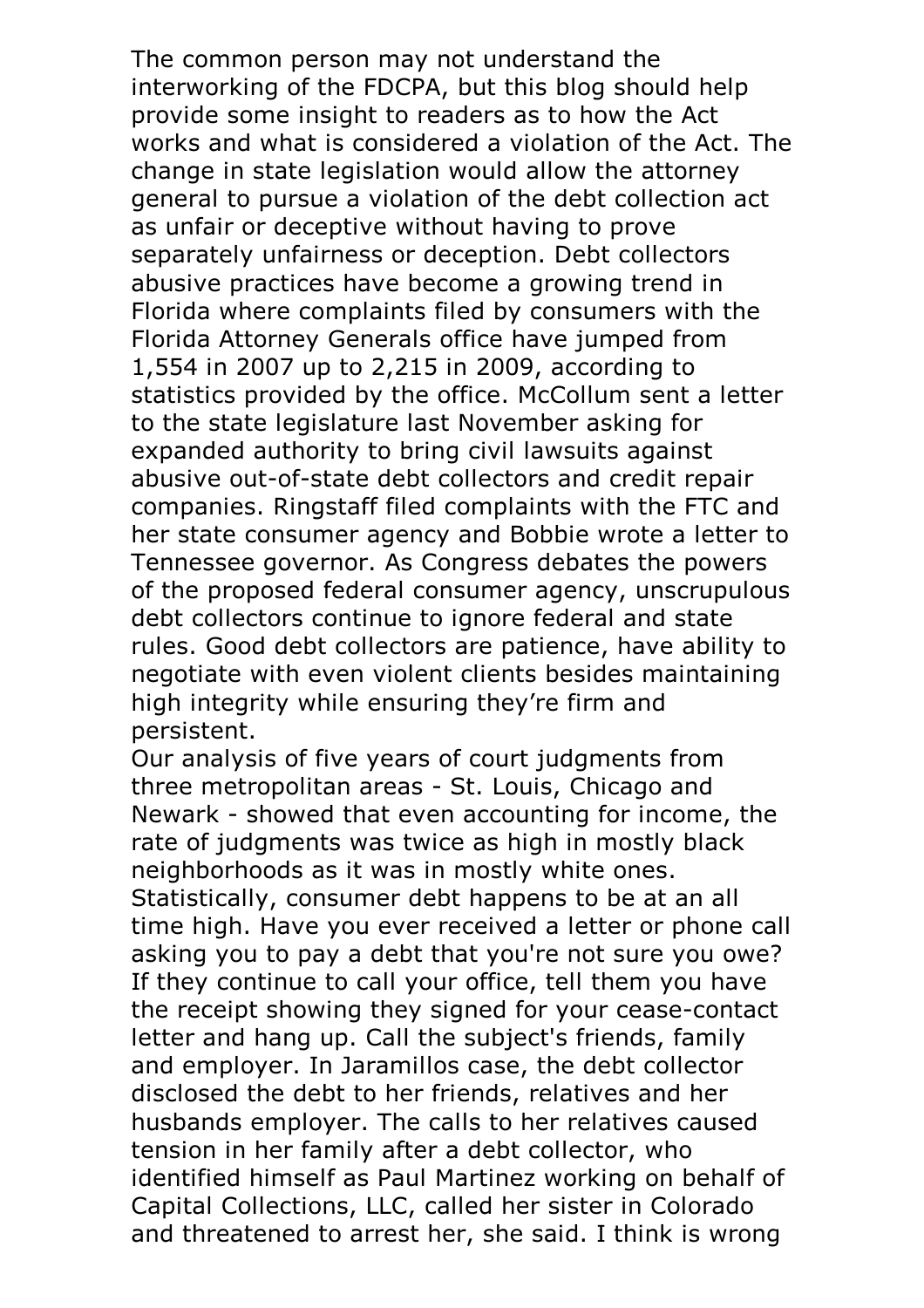The common person may not understand the interworking of the FDCPA, but this blog should help provide some insight to readers as to how the Act works and what is considered a violation of the Act. The change in state legislation would allow the attorney general to pursue a violation of the debt collection act as unfair or deceptive without having to prove separately unfairness or deception. Debt collectors abusive practices have become a growing trend in Florida where complaints filed by consumers with the Florida Attorney Generals office have jumped from 1,554 in 2007 up to 2,215 in 2009, according to statistics provided by the office. McCollum sent a letter to the state legislature last November asking for expanded authority to bring civil lawsuits against abusive out-of-state debt collectors and credit repair companies. Ringstaff filed complaints with the FTC and her state consumer agency and Bobbie wrote a letter to Tennessee governor. As Congress debates the powers of the proposed federal consumer agency, unscrupulous debt collectors continue to ignore federal and state rules. Good debt collectors are patience, have ability to negotiate with even violent clients besides maintaining high integrity while ensuring they're firm and persistent.

Our analysis of five years of court judgments from three metropolitan areas - St. Louis, Chicago and Newark - showed that even accounting for income, the rate of judgments was twice as high in mostly black neighborhoods as it was in mostly white ones. Statistically, consumer debt happens to be at an all time high. Have you ever received a letter or phone call asking you to pay a debt that you're not sure you owe? If they continue to call your office, tell them you have the receipt showing they signed for your cease-contact letter and hang up. Call the subject's friends, family and employer. In Jaramillos case, the debt collector disclosed the debt to her friends, relatives and her husbands employer. The calls to her relatives caused tension in her family after a debt collector, who identified himself as Paul Martinez working on behalf of Capital Collections, LLC, called her sister in Colorado and threatened to arrest her, she said. I think is wrong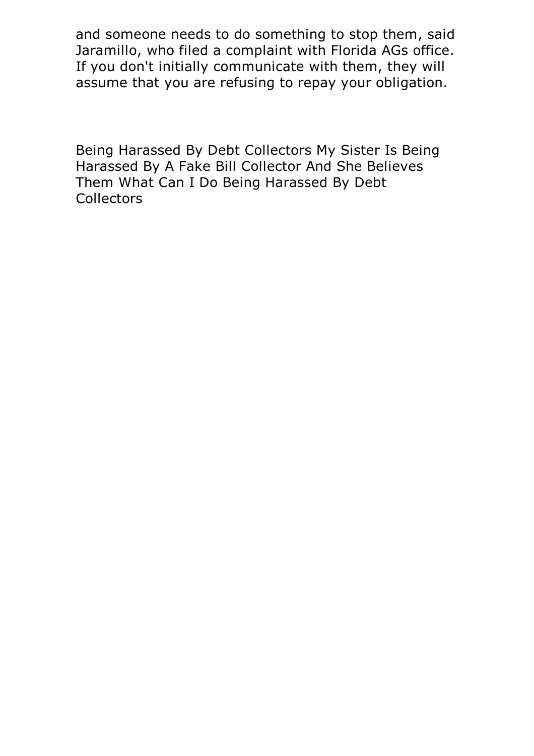and someone needs to do something to stop them, said Jaramillo, who filed a complaint with Florida AGs office. If you don't initially communicate with them, they will assume that you are refusing to repay your obligation.

Being Harassed By Debt Collectors My Sister Is Being Harassed By A Fake Bill Collector And She Believes Them What Can I Do Being Harassed By Debt Collectors